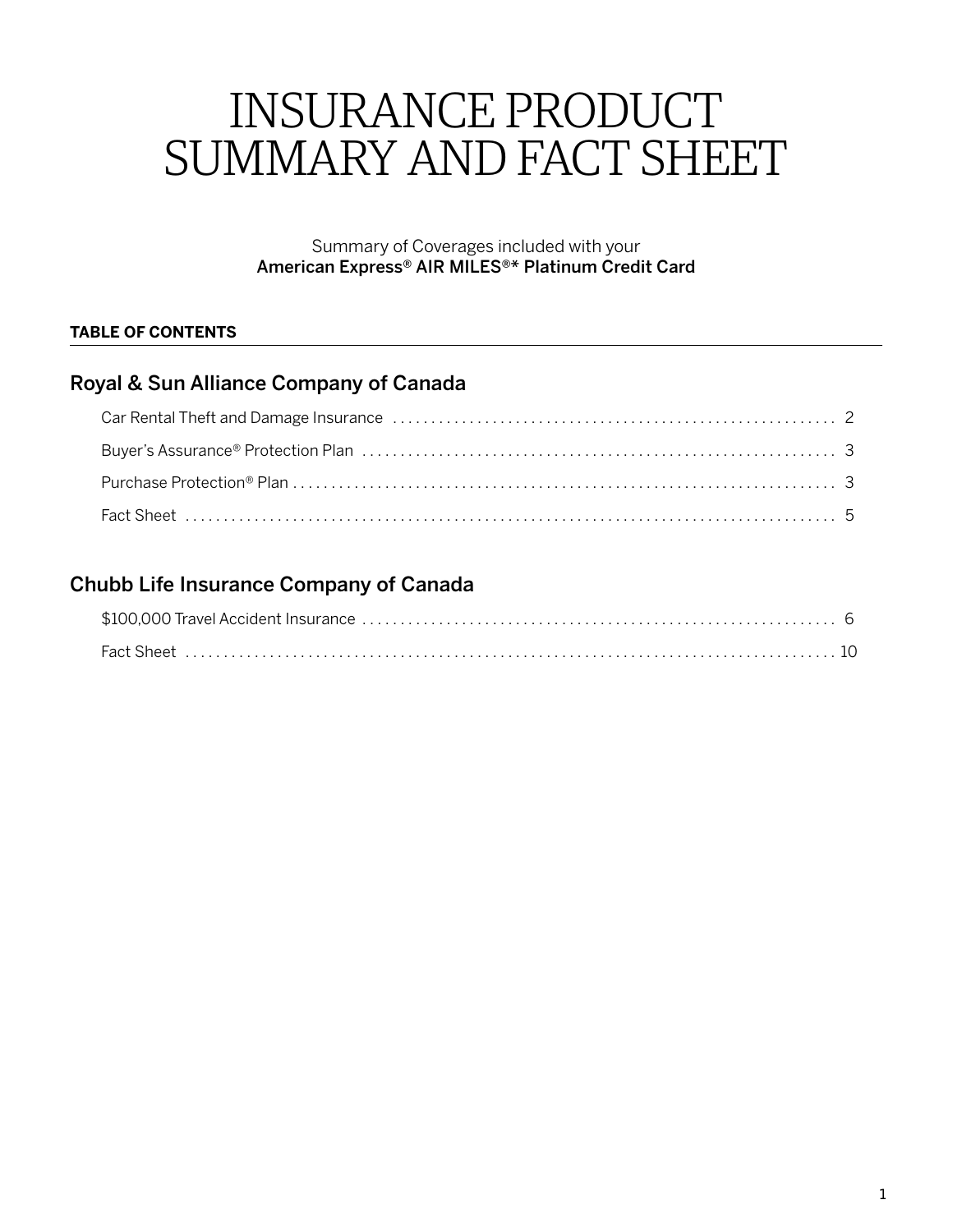# INSURANCE PRODUCT SUMMARY AND FACT SHEET

Summary of Coverages included with your
American Express® AIR MILES®* Platinum Credit Card

**TABLE OF CONTENTS**

## Royal & Sun Alliance Company of Canada

Car Rental Theft and Damage Insurance ........ 2

Buyer's Assurance® Protection Plan ........ 3

Purchase Protection® Plan ........ 3

Fact Sheet ........ 5

## Chubb Life Insurance Company of Canada

$100,000 Travel Accident Insurance ........ 6

Fact Sheet ........ 10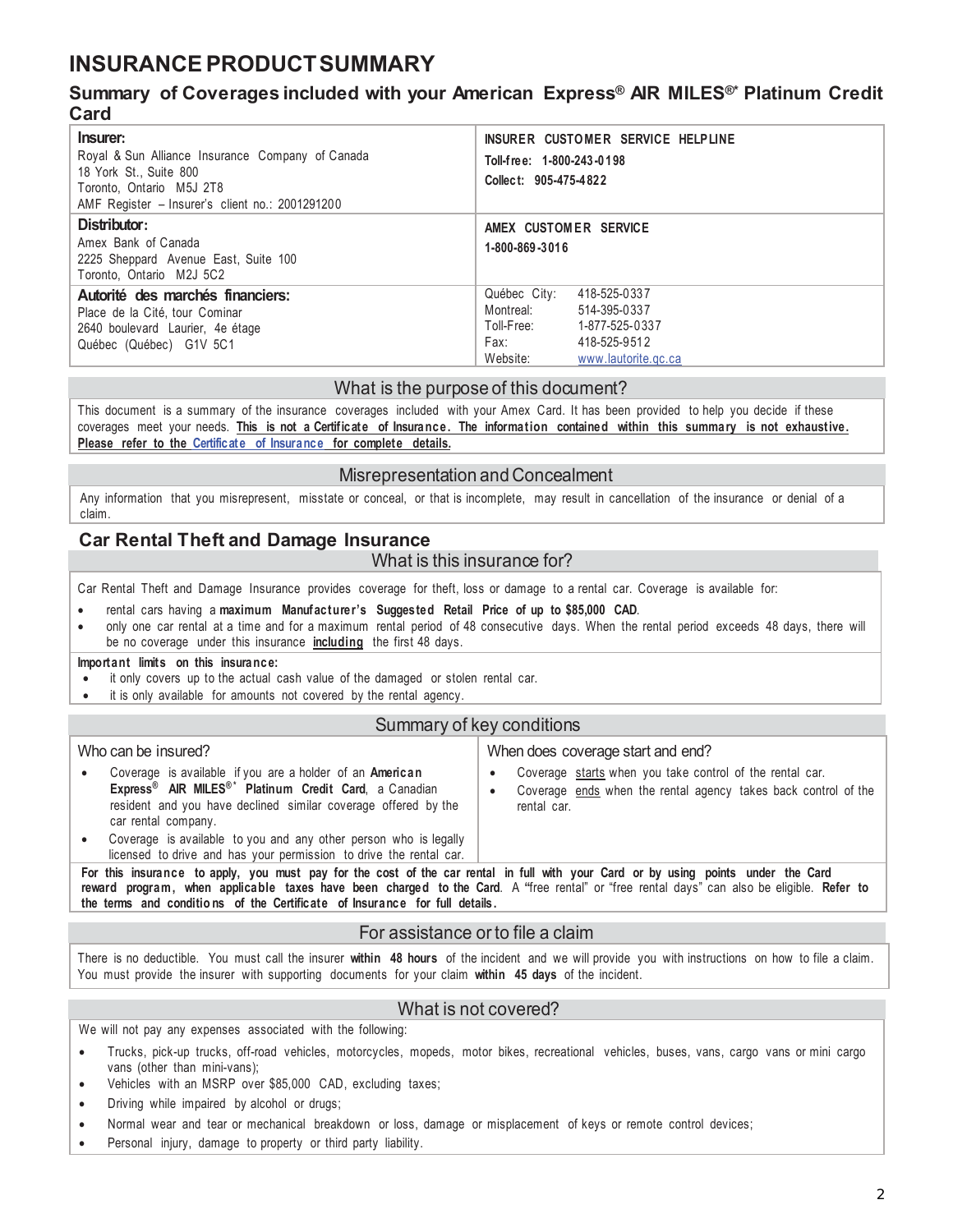# INSURANCE PRODUCT SUMMARY

## Summary of Coverages included with your American Express® AIR MILES®* Platinum Credit Card

| | |
|---|---|
| **Insurer:**<br>Royal & Sun Alliance Insurance Company of Canada<br>18 York St., Suite 800<br>Toronto, Ontario M5J 2T8<br>AMF Register – Insurer's client no.: 2001291200 | **INSURER CUSTOMER SERVICE HELPLINE**<br>**Toll-free: 1-800-243-0198**<br>**Collect: 905-475-4822** |
| **Distributor:**<br>Amex Bank of Canada<br>2225 Sheppard Avenue East, Suite 100<br>Toronto, Ontario M2J 5C2 | **AMEX CUSTOMER SERVICE**<br>**1-800-869-3016** |
| **Autorité des marchés financiers:**<br>Place de la Cité, tour Cominar<br>2640 boulevard Laurier, 4e étage<br>Québec (Québec) G1V 5C1 | Québec City: 418-525-0337<br>Montreal: 514-395-0337<br>Toll-Free: 1-877-525-0337<br>Fax: 418-525-9512<br>Website: www.lautorite.qc.ca |

### What is the purpose of this document?

This document is a summary of the insurance coverages included with your Amex Card. It has been provided to help you decide if these coverages meet your needs. **This is not a Certificate of Insurance. The information contained within this summary is not exhaustive. Please refer to the Certificate of Insurance for complete details.**

### Misrepresentation and Concealment

Any information that you misrepresent, misstate or conceal, or that is incomplete, may result in cancellation of the insurance or denial of a claim.

## Car Rental Theft and Damage Insurance

### What is this insurance for?

Car Rental Theft and Damage Insurance provides coverage for theft, loss or damage to a rental car. Coverage is available for:

- rental cars having a **maximum Manufacturer's Suggested Retail Price of up to $85,000 CAD**.
- only one car rental at a time and for a maximum rental period of 48 consecutive days. When the rental period exceeds 48 days, there will be no coverage under this insurance **including** the first 48 days.

**Important limits on this insurance:**

- it only covers up to the actual cash value of the damaged or stolen rental car.
- it is only available for amounts not covered by the rental agency.

### Summary of key conditions

**Who can be insured?**

- Coverage is available if you are a holder of an **American Express® AIR MILES®* Platinum Credit Card**, a Canadian resident and you have declined similar coverage offered by the car rental company.
- Coverage is available to you and any other person who is legally licensed to drive and has your permission to drive the rental car.

**When does coverage start and end?**

- Coverage starts when you take control of the rental car.
- Coverage ends when the rental agency takes back control of the rental car.

**For this insurance to apply, you must pay for the cost of the car rental in full with your Card or by using points under the Card reward program, when applicable taxes have been charged to the Card**. A "free rental" or "free rental days" can also be eligible. **Refer to the terms and conditions of the Certificate of Insurance for full details.**

### For assistance or to file a claim

There is no deductible. You must call the insurer **within 48 hours** of the incident and we will provide you with instructions on how to file a claim. You must provide the insurer with supporting documents for your claim **within 45 days** of the incident.

### What is not covered?

We will not pay any expenses associated with the following:

- Trucks, pick-up trucks, off-road vehicles, motorcycles, mopeds, motor bikes, recreational vehicles, buses, vans, cargo vans or mini cargo vans (other than mini-vans);
- Vehicles with an MSRP over $85,000 CAD, excluding taxes;
- Driving while impaired by alcohol or drugs;
- Normal wear and tear or mechanical breakdown or loss, damage or misplacement of keys or remote control devices;
- Personal injury, damage to property or third party liability.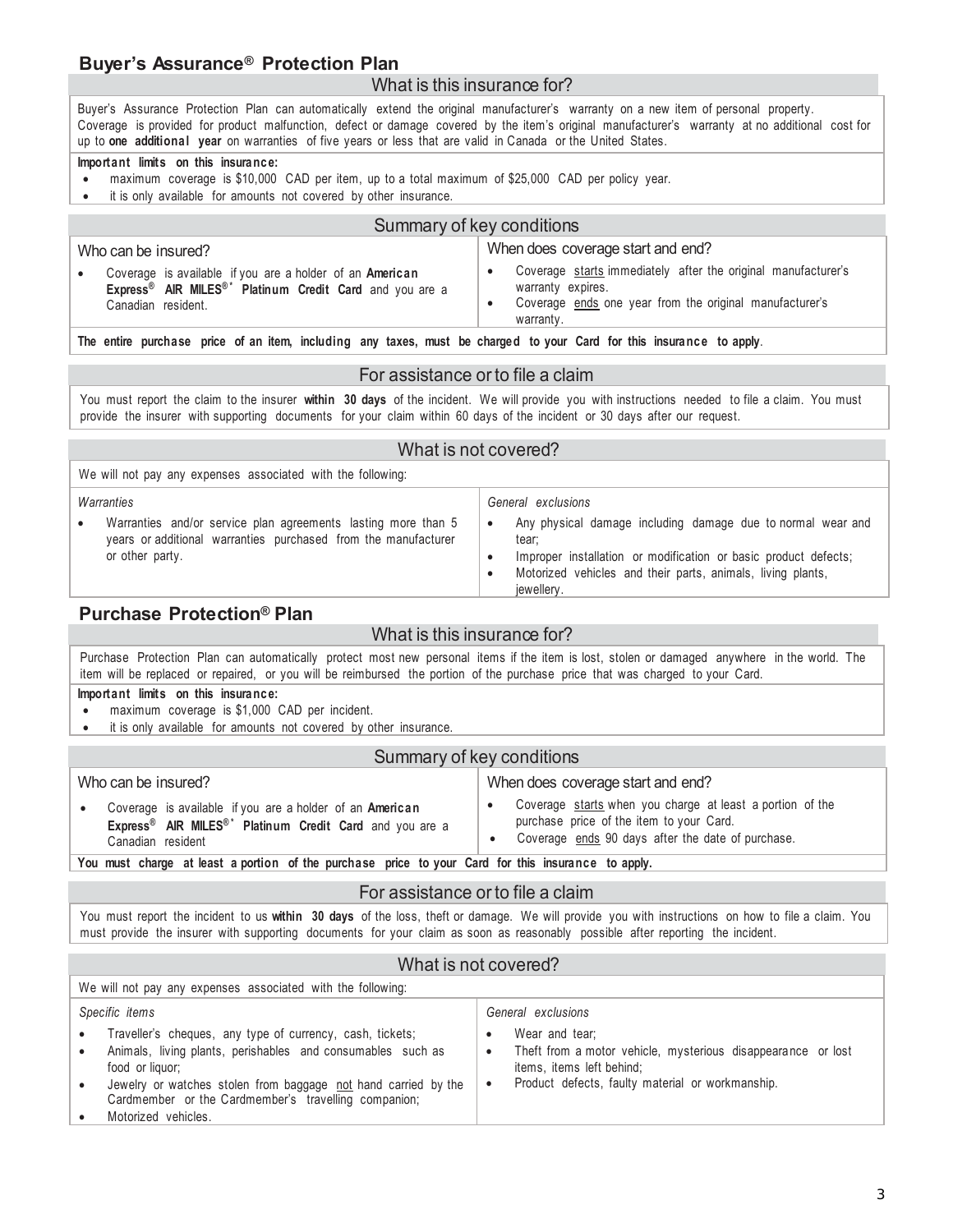## Buyer's Assurance® Protection Plan

### What is this insurance for?

Buyer's Assurance Protection Plan can automatically extend the original manufacturer's warranty on a new item of personal property. Coverage is provided for product malfunction, defect or damage covered by the item's original manufacturer's warranty at no additional cost for up to **one additional year** on warranties of five years or less that are valid in Canada or the United States.

**Important limits on this insurance:**

- maximum coverage is $10,000 CAD per item, up to a total maximum of $25,000 CAD per policy year.
- it is only available for amounts not covered by other insurance.

### Summary of key conditions

| Who can be insured? | When does coverage start and end? |
|---|---|
| • Coverage is available if you are a holder of an **American Express® AIR MILES®\* Platinum Credit Card** and you are a Canadian resident. | • Coverage starts immediately after the original manufacturer's warranty expires.<br>• Coverage ends one year from the original manufacturer's warranty. |

**The entire purchase price of an item, including any taxes, must be charged to your Card for this insurance to apply**.

### For assistance or to file a claim

You must report the claim to the insurer **within 30 days** of the incident. We will provide you with instructions needed to file a claim. You must provide the insurer with supporting documents for your claim within 60 days of the incident or 30 days after our request.

### What is not covered?

We will not pay any expenses associated with the following:

| *Warranties* | *General exclusions* |
|---|---|
| • Warranties and/or service plan agreements lasting more than 5 years or additional warranties purchased from the manufacturer or other party. | • Any physical damage including damage due to normal wear and tear;<br>• Improper installation or modification or basic product defects;<br>• Motorized vehicles and their parts, animals, living plants, jewellery. |

## Purchase Protection® Plan

### What is this insurance for?

Purchase Protection Plan can automatically protect most new personal items if the item is lost, stolen or damaged anywhere in the world. The item will be replaced or repaired, or you will be reimbursed the portion of the purchase price that was charged to your Card.

**Important limits on this insurance:**

- maximum coverage is $1,000 CAD per incident.
- it is only available for amounts not covered by other insurance.

### Summary of key conditions

| Who can be insured? | When does coverage start and end? |
|---|---|
| • Coverage is available if you are a holder of an **American Express® AIR MILES®\* Platinum Credit Card** and you are a Canadian resident | • Coverage starts when you charge at least a portion of the purchase price of the item to your Card.<br>• Coverage ends 90 days after the date of purchase. |

**You must charge at least a portion of the purchase price to your Card for this insurance to apply.**

### For assistance or to file a claim

You must report the incident to us **within 30 days** of the loss, theft or damage. We will provide you with instructions on how to file a claim. You must provide the insurer with supporting documents for your claim as soon as reasonably possible after reporting the incident.

### What is not covered?

We will not pay any expenses associated with the following:

| *Specific items* | *General exclusions* |
|---|---|
| • Traveller's cheques, any type of currency, cash, tickets;<br>• Animals, living plants, perishables and consumables such as food or liquor;<br>• Jewelry or watches stolen from baggage not hand carried by the Cardmember or the Cardmember's travelling companion;<br>• Motorized vehicles. | • Wear and tear;<br>• Theft from a motor vehicle, mysterious disappearance or lost items, items left behind;<br>• Product defects, faulty material or workmanship. |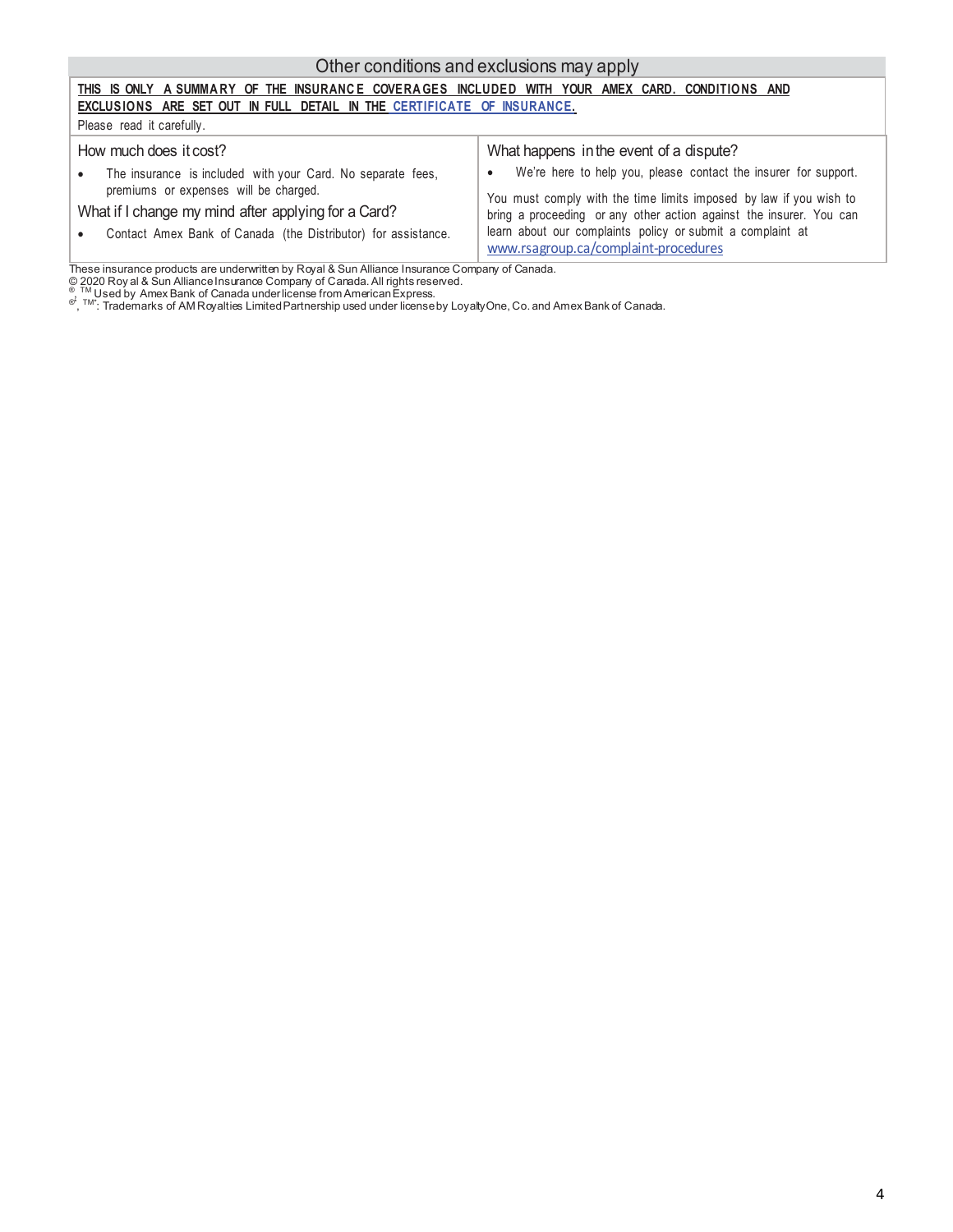## Other conditions and exclusions may apply

**THIS IS ONLY A SUMMARY OF THE INSURANCE COVERAGES INCLUDED WITH YOUR AMEX CARD. CONDITIONS AND EXCLUSIONS ARE SET OUT IN FULL DETAIL IN THE CERTIFICATE OF INSURANCE.**

Please read it carefully.

### How much does it cost?

- The insurance is included with your Card. No separate fees, premiums or expenses will be charged.

### What if I change my mind after applying for a Card?

- Contact Amex Bank of Canada (the Distributor) for assistance.

### What happens in the event of a dispute?

- We're here to help you, please contact the insurer for support.

You must comply with the time limits imposed by law if you wish to bring a proceeding or any other action against the insurer. You can learn about our complaints policy or submit a complaint at www.rsagroup.ca/complaint-procedures

These insurance products are underwritten by Royal & Sun Alliance Insurance Company of Canada.
© 2020 Royal & Sun Alliance Insurance Company of Canada. All rights reserved.
®, TM Used by Amex Bank of Canada under license from American Express.
®†, TM†: Trademarks of AM Royalties Limited Partnership used under license by LoyaltyOne, Co. and Amex Bank of Canada.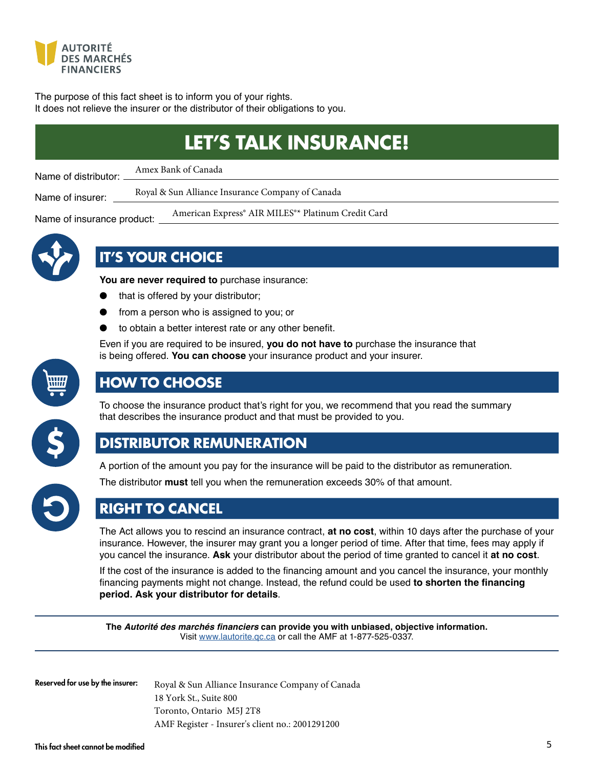AUTORITÉ DES MARCHÉS FINANCIERS

The purpose of this fact sheet is to inform you of your rights.
It does not relieve the insurer or the distributor of their obligations to you.

# LET'S TALK INSURANCE!

Name of distributor: Amex Bank of Canada

Name of insurer: Royal & Sun Alliance Insurance Company of Canada

Name of insurance product: American Express® AIR MILES®* Platinum Credit Card

## IT'S YOUR CHOICE

**You are never required to** purchase insurance:

- that is offered by your distributor;
- from a person who is assigned to you; or
- to obtain a better interest rate or any other benefit.

Even if you are required to be insured, **you do not have to** purchase the insurance that is being offered. **You can choose** your insurance product and your insurer.

## HOW TO CHOOSE

To choose the insurance product that's right for you, we recommend that you read the summary that describes the insurance product and that must be provided to you.

## DISTRIBUTOR REMUNERATION

A portion of the amount you pay for the insurance will be paid to the distributor as remuneration.

The distributor **must** tell you when the remuneration exceeds 30% of that amount.

## RIGHT TO CANCEL

The Act allows you to rescind an insurance contract, **at no cost**, within 10 days after the purchase of your insurance. However, the insurer may grant you a longer period of time. After that time, fees may apply if you cancel the insurance. **Ask** your distributor about the period of time granted to cancel it **at no cost**.

If the cost of the insurance is added to the financing amount and you cancel the insurance, your monthly financing payments might not change. Instead, the refund could be used **to shorten the financing period. Ask your distributor for details**.

---

**The *Autorité des marchés financiers* can provide you with unbiased, objective information.**
Visit www.lautorite.qc.ca or call the AMF at 1-877-525-0337.

---

**Reserved for use by the insurer:**

Royal & Sun Alliance Insurance Company of Canada
18 York St., Suite 800
Toronto, Ontario M5J 2T8
AMF Register - Insurer's client no.: 2001291200

**This fact sheet cannot be modified**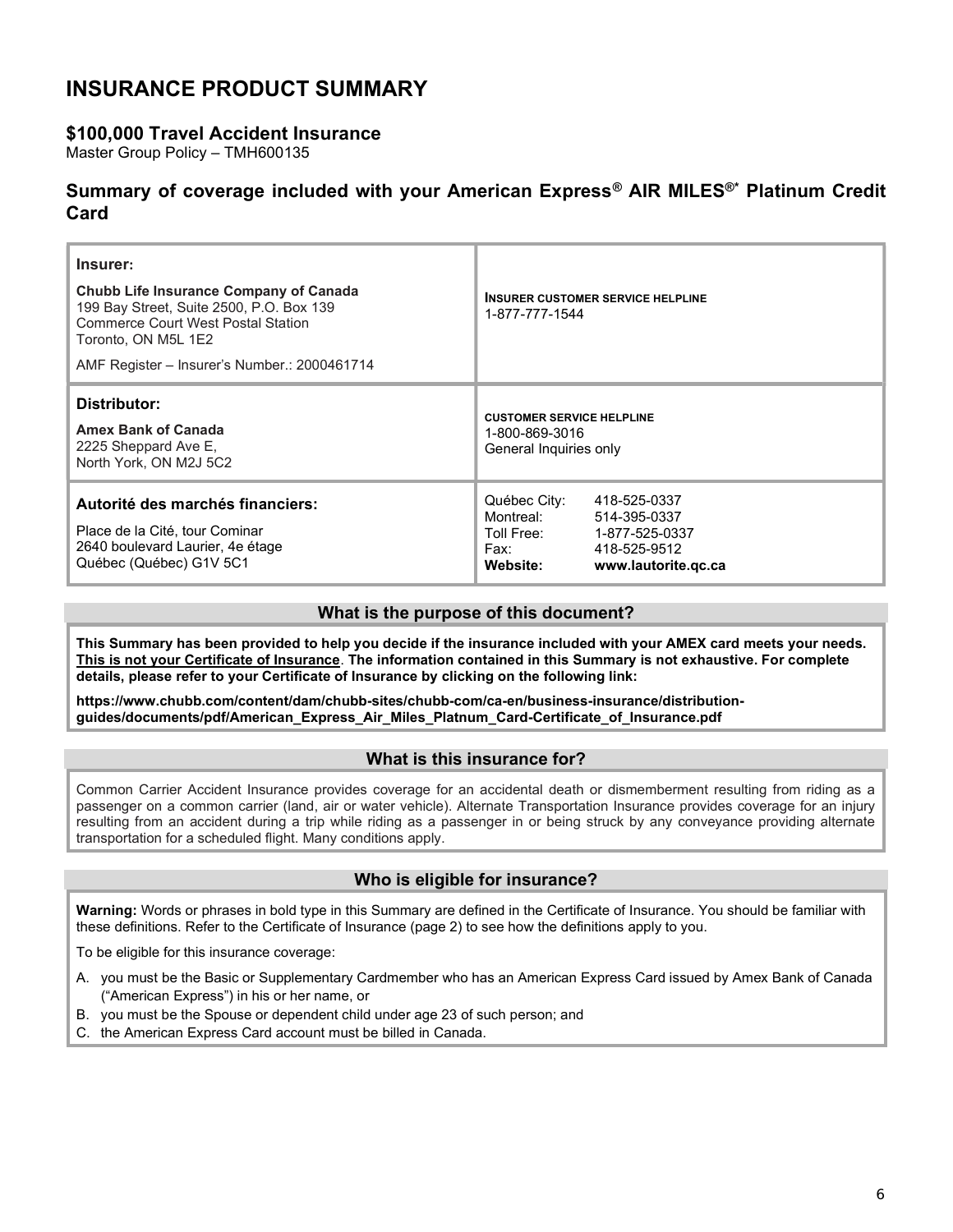# INSURANCE PRODUCT SUMMARY

## $100,000 Travel Accident Insurance

Master Group Policy – TMH600135

## Summary of coverage included with your American Express® AIR MILES®* Platinum Credit Card

| | |
|---|---|
| **Insurer:**<br><br>**Chubb Life Insurance Company of Canada**<br>199 Bay Street, Suite 2500, P.O. Box 139<br>Commerce Court West Postal Station<br>Toronto, ON M5L 1E2<br><br>AMF Register – Insurer's Number.: 2000461714 | **INSURER CUSTOMER SERVICE HELPLINE**<br>1-877-777-1544 |
| **Distributor:**<br><br>**Amex Bank of Canada**<br>2225 Sheppard Ave E,<br>North York, ON M2J 5C2 | **CUSTOMER SERVICE HELPLINE**<br>1-800-869-3016<br>General Inquiries only |
| **Autorité des marchés financiers:**<br><br>Place de la Cité, tour Cominar<br>2640 boulevard Laurier, 4e étage<br>Québec (Québec) G1V 5C1 | Québec City: 418-525-0337<br>Montreal: 514-395-0337<br>Toll Free: 1-877-525-0337<br>Fax: 418-525-9512<br>**Website:** **www.lautorite.qc.ca** |

### What is the purpose of this document?

**This Summary has been provided to help you decide if the insurance included with your AMEX card meets your needs. <u>This is not your Certificate of Insurance</u>. The information contained in this Summary is not exhaustive. For complete details, please refer to your Certificate of Insurance by clicking on the following link:**

**https://www.chubb.com/content/dam/chubb-sites/chubb-com/ca-en/business-insurance/distribution-guides/documents/pdf/American_Express_Air_Miles_Platnum_Card-Certificate_of_Insurance.pdf**

### What is this insurance for?

Common Carrier Accident Insurance provides coverage for an accidental death or dismemberment resulting from riding as a passenger on a common carrier (land, air or water vehicle). Alternate Transportation Insurance provides coverage for an injury resulting from an accident during a trip while riding as a passenger in or being struck by any conveyance providing alternate transportation for a scheduled flight. Many conditions apply.

### Who is eligible for insurance?

**Warning:** Words or phrases in bold type in this Summary are defined in the Certificate of Insurance. You should be familiar with these definitions. Refer to the Certificate of Insurance (page 2) to see how the definitions apply to you.

To be eligible for this insurance coverage:

A. you must be the Basic or Supplementary Cardmember who has an American Express Card issued by Amex Bank of Canada ("American Express") in his or her name, or
B. you must be the Spouse or dependent child under age 23 of such person; and
C. the American Express Card account must be billed in Canada.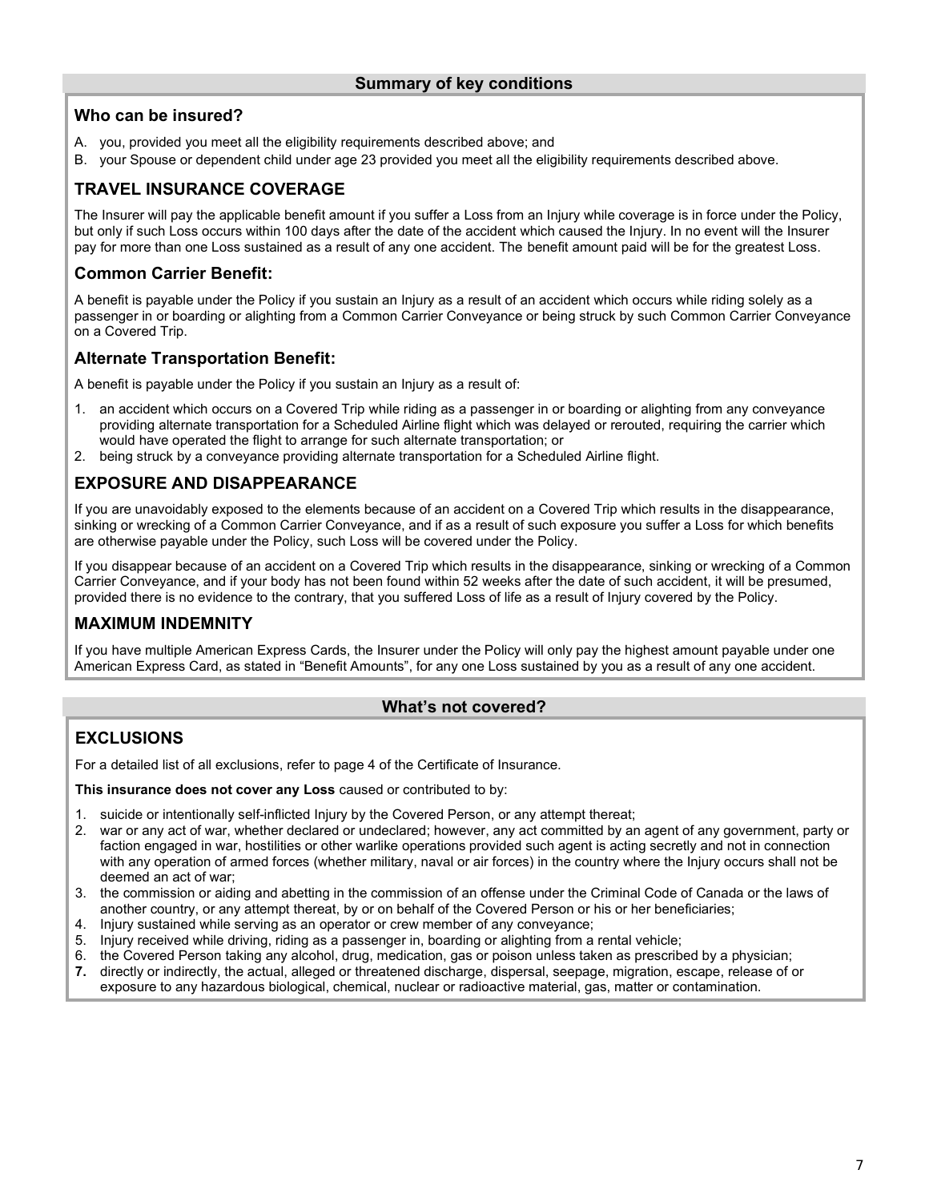## Summary of key conditions

### Who can be insured?

A. you, provided you meet all the eligibility requirements described above; and
B. your Spouse or dependent child under age 23 provided you meet all the eligibility requirements described above.

### TRAVEL INSURANCE COVERAGE

The Insurer will pay the applicable benefit amount if you suffer a Loss from an Injury while coverage is in force under the Policy, but only if such Loss occurs within 100 days after the date of the accident which caused the Injury. In no event will the Insurer pay for more than one Loss sustained as a result of any one accident. The benefit amount paid will be for the greatest Loss.

### Common Carrier Benefit:

A benefit is payable under the Policy if you sustain an Injury as a result of an accident which occurs while riding solely as a passenger in or boarding or alighting from a Common Carrier Conveyance or being struck by such Common Carrier Conveyance on a Covered Trip.

### Alternate Transportation Benefit:

A benefit is payable under the Policy if you sustain an Injury as a result of:

1. an accident which occurs on a Covered Trip while riding as a passenger in or boarding or alighting from any conveyance providing alternate transportation for a Scheduled Airline flight which was delayed or rerouted, requiring the carrier which would have operated the flight to arrange for such alternate transportation; or
2. being struck by a conveyance providing alternate transportation for a Scheduled Airline flight.

### EXPOSURE AND DISAPPEARANCE

If you are unavoidably exposed to the elements because of an accident on a Covered Trip which results in the disappearance, sinking or wrecking of a Common Carrier Conveyance, and if as a result of such exposure you suffer a Loss for which benefits are otherwise payable under the Policy, such Loss will be covered under the Policy.

If you disappear because of an accident on a Covered Trip which results in the disappearance, sinking or wrecking of a Common Carrier Conveyance, and if your body has not been found within 52 weeks after the date of such accident, it will be presumed, provided there is no evidence to the contrary, that you suffered Loss of life as a result of Injury covered by the Policy.

### MAXIMUM INDEMNITY

If you have multiple American Express Cards, the Insurer under the Policy will only pay the highest amount payable under one American Express Card, as stated in "Benefit Amounts", for any one Loss sustained by you as a result of any one accident.

## What's not covered?

### EXCLUSIONS

For a detailed list of all exclusions, refer to page 4 of the Certificate of Insurance.

**This insurance does not cover any Loss** caused or contributed to by:

1. suicide or intentionally self-inflicted Injury by the Covered Person, or any attempt thereat;
2. war or any act of war, whether declared or undeclared; however, any act committed by an agent of any government, party or faction engaged in war, hostilities or other warlike operations provided such agent is acting secretly and not in connection with any operation of armed forces (whether military, naval or air forces) in the country where the Injury occurs shall not be deemed an act of war;
3. the commission or aiding and abetting in the commission of an offense under the Criminal Code of Canada or the laws of another country, or any attempt thereat, by or on behalf of the Covered Person or his or her beneficiaries;
4. Injury sustained while serving as an operator or crew member of any conveyance;
5. Injury received while driving, riding as a passenger in, boarding or alighting from a rental vehicle;
6. the Covered Person taking any alcohol, drug, medication, gas or poison unless taken as prescribed by a physician;
7. directly or indirectly, the actual, alleged or threatened discharge, dispersal, seepage, migration, escape, release of or exposure to any hazardous biological, chemical, nuclear or radioactive material, gas, matter or contamination.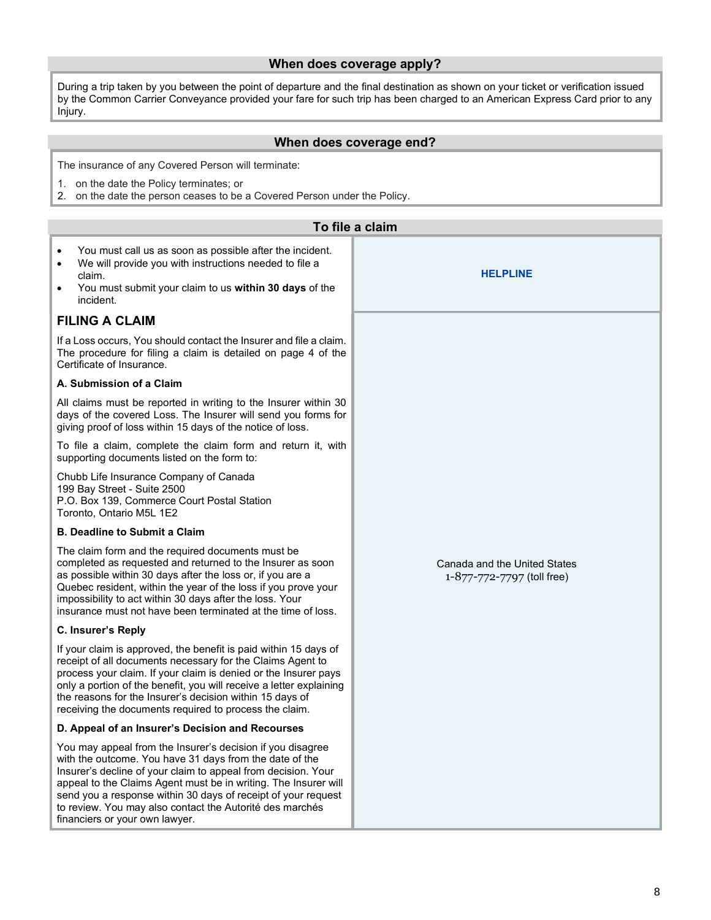## When does coverage apply?

During a trip taken by you between the point of departure and the final destination as shown on your ticket or verification issued by the Common Carrier Conveyance provided your fare for such trip has been charged to an American Express Card prior to any Injury.

## When does coverage end?

The insurance of any Covered Person will terminate:

1. on the date the Policy terminates; or
2. on the date the person ceases to be a Covered Person under the Policy.

## To file a claim

- You must call us as soon as possible after the incident.
- We will provide you with instructions needed to file a claim.
- You must submit your claim to us **within 30 days** of the incident.

**HELPLINE**

Canada and the United States
1-877-772-7797 (toll free)

### FILING A CLAIM

If a Loss occurs, You should contact the Insurer and file a claim. The procedure for filing a claim is detailed on page 4 of the Certificate of Insurance.

**A. Submission of a Claim**

All claims must be reported in writing to the Insurer within 30 days of the covered Loss. The Insurer will send you forms for giving proof of loss within 15 days of the notice of loss.

To file a claim, complete the claim form and return it, with supporting documents listed on the form to:

Chubb Life Insurance Company of Canada
199 Bay Street - Suite 2500
P.O. Box 139, Commerce Court Postal Station
Toronto, Ontario M5L 1E2

**B. Deadline to Submit a Claim**

The claim form and the required documents must be completed as requested and returned to the Insurer as soon as possible within 30 days after the loss or, if you are a Quebec resident, within the year of the loss if you prove your impossibility to act within 30 days after the loss. Your insurance must not have been terminated at the time of loss.

**C. Insurer's Reply**

If your claim is approved, the benefit is paid within 15 days of receipt of all documents necessary for the Claims Agent to process your claim. If your claim is denied or the Insurer pays only a portion of the benefit, you will receive a letter explaining the reasons for the Insurer's decision within 15 days of receiving the documents required to process the claim.

**D. Appeal of an Insurer's Decision and Recourses**

You may appeal from the Insurer's decision if you disagree with the outcome. You have 31 days from the date of the Insurer's decline of your claim to appeal from decision. Your appeal to the Claims Agent must be in writing. The Insurer will send you a response within 30 days of receipt of your request to review. You may also contact the Autorité des marchés financiers or your own lawyer.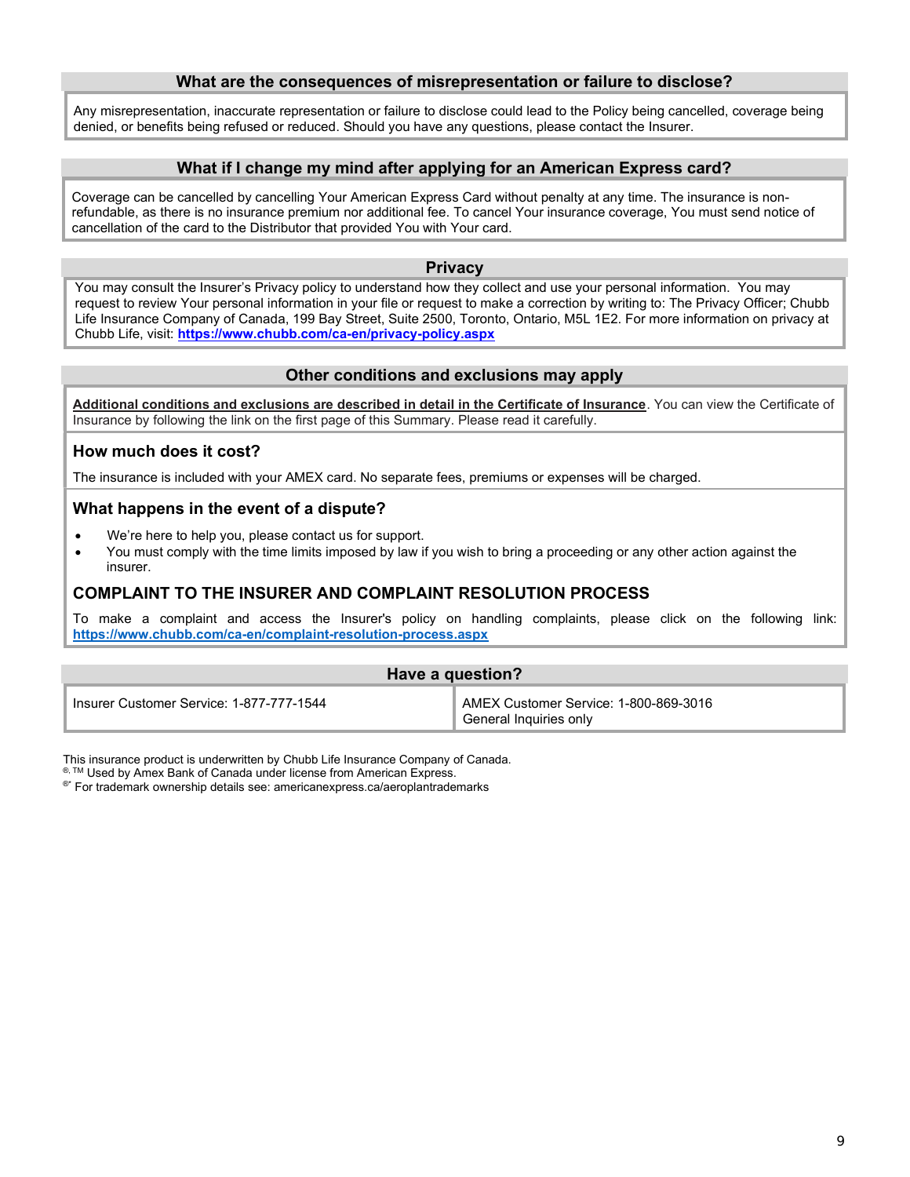## What are the consequences of misrepresentation or failure to disclose?

Any misrepresentation, inaccurate representation or failure to disclose could lead to the Policy being cancelled, coverage being denied, or benefits being refused or reduced. Should you have any questions, please contact the Insurer.

## What if I change my mind after applying for an American Express card?

Coverage can be cancelled by cancelling Your American Express Card without penalty at any time. The insurance is non-refundable, as there is no insurance premium nor additional fee. To cancel Your insurance coverage, You must send notice of cancellation of the card to the Distributor that provided You with Your card.

## Privacy

You may consult the Insurer's Privacy policy to understand how they collect and use your personal information. You may request to review Your personal information in your file or request to make a correction by writing to: The Privacy Officer; Chubb Life Insurance Company of Canada, 199 Bay Street, Suite 2500, Toronto, Ontario, M5L 1E2. For more information on privacy at Chubb Life, visit: **https://www.chubb.com/ca-en/privacy-policy.aspx**

## Other conditions and exclusions may apply

**Additional conditions and exclusions are described in detail in the Certificate of Insurance**. You can view the Certificate of Insurance by following the link on the first page of this Summary. Please read it carefully.

### How much does it cost?

The insurance is included with your AMEX card. No separate fees, premiums or expenses will be charged.

### What happens in the event of a dispute?

- We're here to help you, please contact us for support.
- You must comply with the time limits imposed by law if you wish to bring a proceeding or any other action against the insurer.

### COMPLAINT TO THE INSURER AND COMPLAINT RESOLUTION PROCESS

To make a complaint and access the Insurer's policy on handling complaints, please click on the following link: **https://www.chubb.com/ca-en/complaint-resolution-process.aspx**

## Have a question?

| Insurer Customer Service: 1-877-777-1544 | AMEX Customer Service: 1-800-869-3016<br>General Inquiries only |
|---|---|

This insurance product is underwritten by Chubb Life Insurance Company of Canada.

®, TM Used by Amex Bank of Canada under license from American Express.

®* For trademark ownership details see: americanexpress.ca/aeroplantrademarks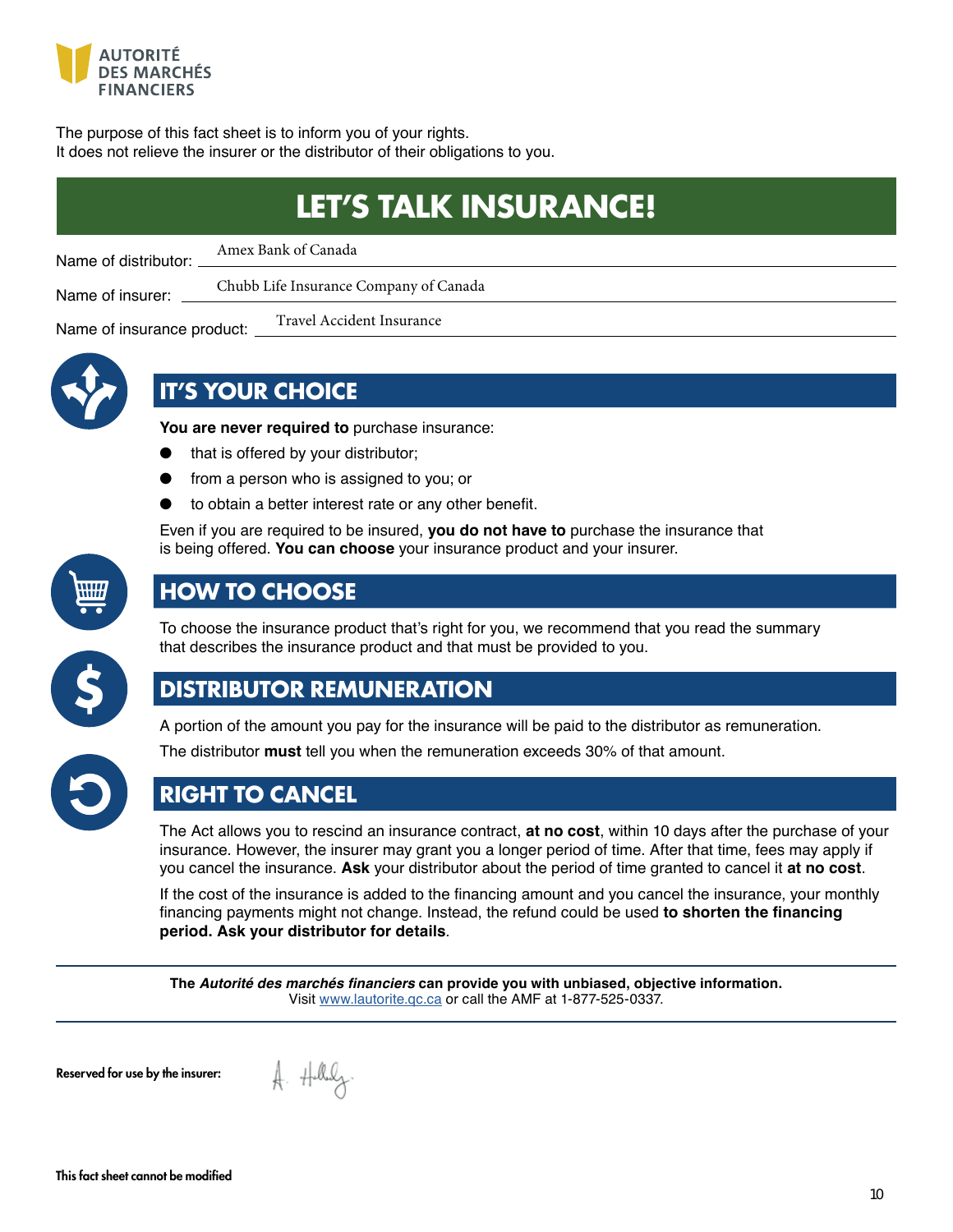AUTORITÉ DES MARCHÉS FINANCIERS

The purpose of this fact sheet is to inform you of your rights.
It does not relieve the insurer or the distributor of their obligations to you.

# LET'S TALK INSURANCE!

Name of distributor: Amex Bank of Canada

Name of insurer: Chubb Life Insurance Company of Canada

Name of insurance product: Travel Accident Insurance

## IT'S YOUR CHOICE

**You are never required to** purchase insurance:

- that is offered by your distributor;
- from a person who is assigned to you; or
- to obtain a better interest rate or any other benefit.

Even if you are required to be insured, **you do not have to** purchase the insurance that is being offered. **You can choose** your insurance product and your insurer.

## HOW TO CHOOSE

To choose the insurance product that's right for you, we recommend that you read the summary that describes the insurance product and that must be provided to you.

## DISTRIBUTOR REMUNERATION

A portion of the amount you pay for the insurance will be paid to the distributor as remuneration.

The distributor **must** tell you when the remuneration exceeds 30% of that amount.

## RIGHT TO CANCEL

The Act allows you to rescind an insurance contract, **at no cost**, within 10 days after the purchase of your insurance. However, the insurer may grant you a longer period of time. After that time, fees may apply if you cancel the insurance. **Ask** your distributor about the period of time granted to cancel it **at no cost**.

If the cost of the insurance is added to the financing amount and you cancel the insurance, your monthly financing payments might not change. Instead, the refund could be used **to shorten the financing period. Ask your distributor for details**.

---

**The *Autorité des marchés financiers* can provide you with unbiased, objective information.**
Visit www.lautorite.qc.ca or call the AMF at 1-877-525-0337.

---

**Reserved for use by the insurer:** A. Hally.

**This fact sheet cannot be modified**